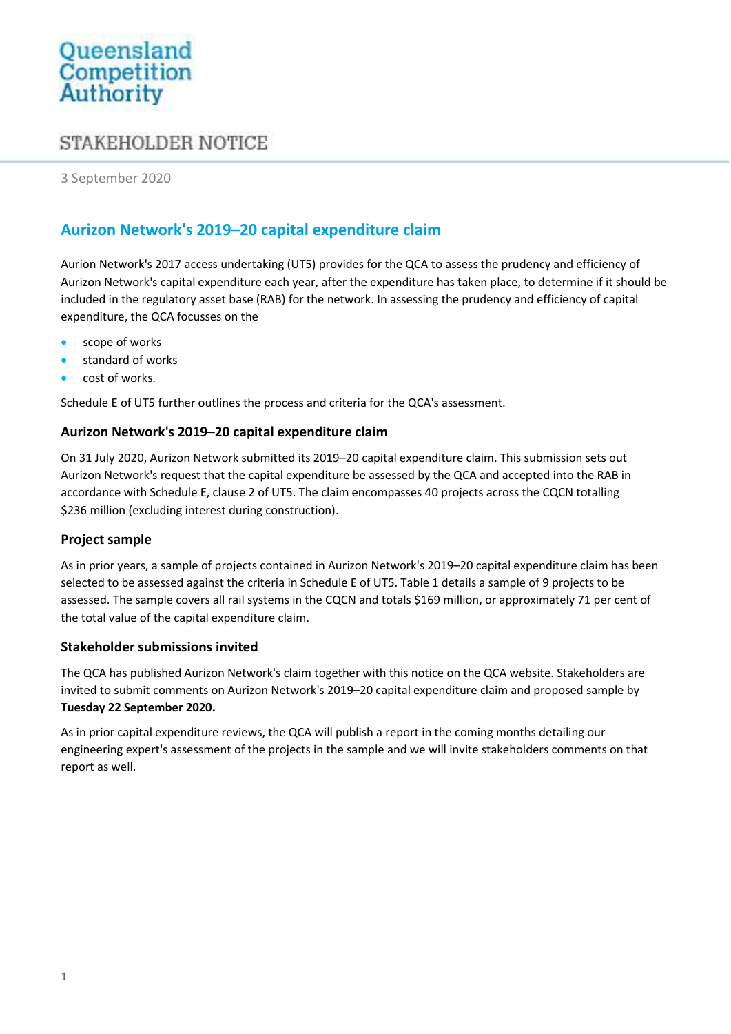Queensland Competition Authority

STAKEHOLDER NOTICE

3 September 2020

# Aurizon Network's 2019–20 capital expenditure claim

Aurion Network's 2017 access undertaking (UT5) provides for the QCA to assess the prudency and efficiency of Aurizon Network's capital expenditure each year, after the expenditure has taken place, to determine if it should be included in the regulatory asset base (RAB) for the network. In assessing the prudency and efficiency of capital expenditure, the QCA focusses on the

- scope of works
- standard of works
- cost of works.

Schedule E of UT5 further outlines the process and criteria for the QCA's assessment.

## Aurizon Network's 2019–20 capital expenditure claim

On 31 July 2020, Aurizon Network submitted its 2019–20 capital expenditure claim. This submission sets out Aurizon Network's request that the capital expenditure be assessed by the QCA and accepted into the RAB in accordance with Schedule E, clause 2 of UT5. The claim encompasses 40 projects across the CQCN totalling $236 million (excluding interest during construction).

## Project sample

As in prior years, a sample of projects contained in Aurizon Network's 2019–20 capital expenditure claim has been selected to be assessed against the criteria in Schedule E of UT5. Table 1 details a sample of 9 projects to be assessed. The sample covers all rail systems in the CQCN and totals $169 million, or approximately 71 per cent of the total value of the capital expenditure claim.

## Stakeholder submissions invited

The QCA has published Aurizon Network's claim together with this notice on the QCA website. Stakeholders are invited to submit comments on Aurizon Network's 2019–20 capital expenditure claim and proposed sample by **Tuesday 22 September 2020.**

As in prior capital expenditure reviews, the QCA will publish a report in the coming months detailing our engineering expert's assessment of the projects in the sample and we will invite stakeholders comments on that report as well.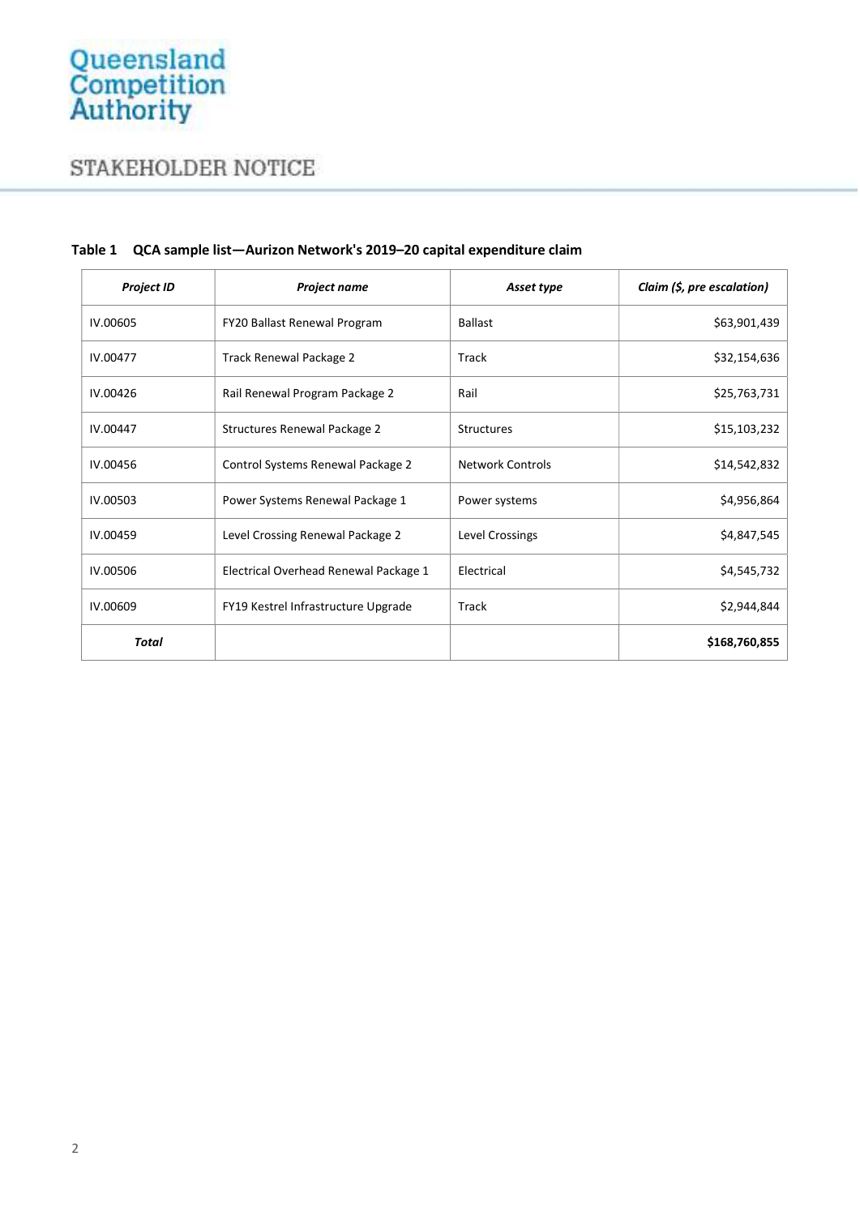**Table 1 QCA sample list—Aurizon Network's 2019–20 capital expenditure claim**

| *Project ID* | *Project name* | *Asset type* | *Claim ($, pre escalation)* |
|---|---|---|---|
| IV.00605 | FY20 Ballast Renewal Program | Ballast | $63,901,439 |
| IV.00477 | Track Renewal Package 2 | Track | $32,154,636 |
| IV.00426 | Rail Renewal Program Package 2 | Rail | $25,763,731 |
| IV.00447 | Structures Renewal Package 2 | Structures | $15,103,232 |
| IV.00456 | Control Systems Renewal Package 2 | Network Controls | $14,542,832 |
| IV.00503 | Power Systems Renewal Package 1 | Power systems | $4,956,864 |
| IV.00459 | Level Crossing Renewal Package 2 | Level Crossings | $4,847,545 |
| IV.00506 | Electrical Overhead Renewal Package 1 | Electrical | $4,545,732 |
| IV.00609 | FY19 Kestrel Infrastructure Upgrade | Track | $2,944,844 |
| ***Total*** | | | **$168,760,855** |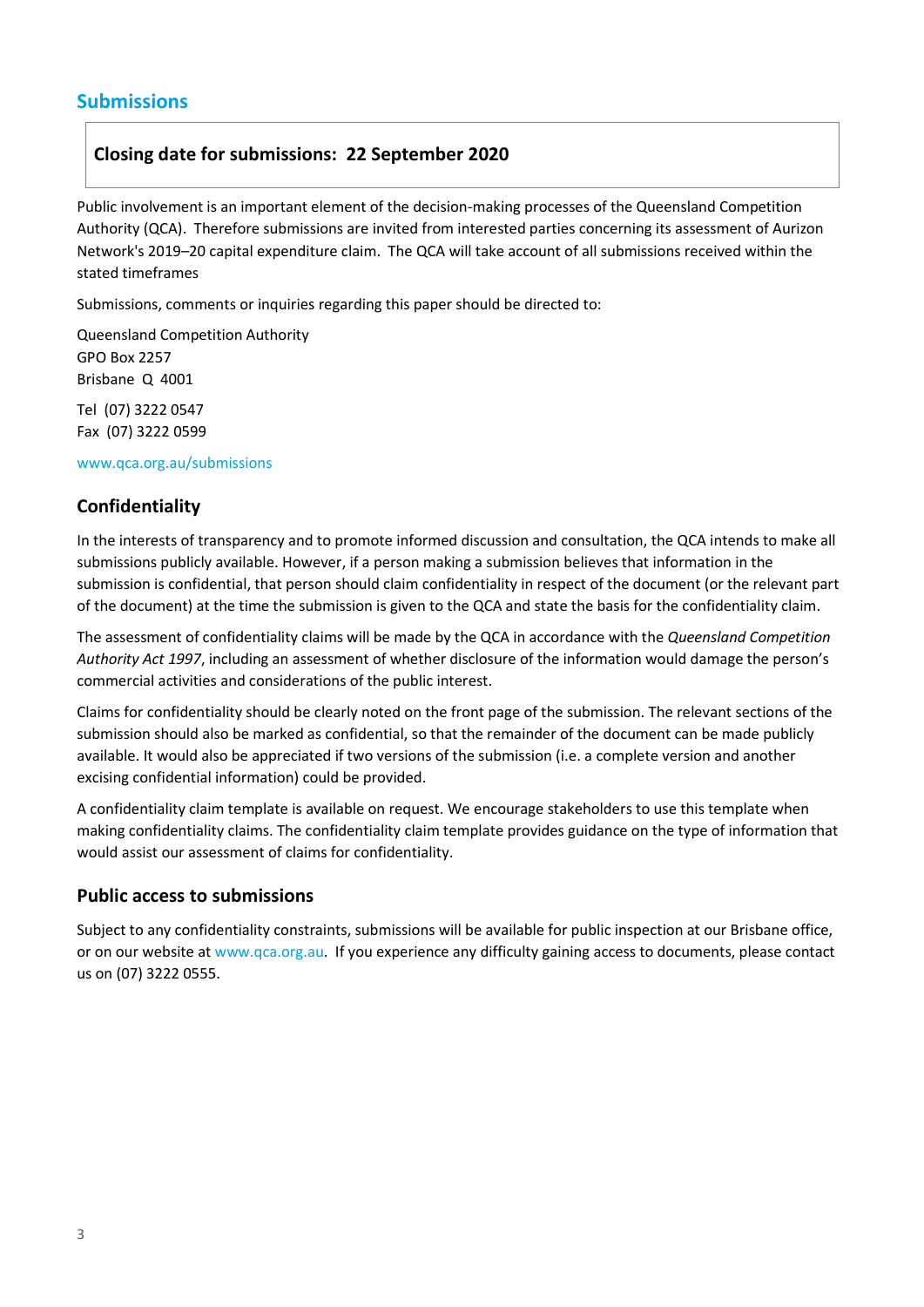## Submissions

**Closing date for submissions: 22 September 2020**

Public involvement is an important element of the decision-making processes of the Queensland Competition Authority (QCA). Therefore submissions are invited from interested parties concerning its assessment of Aurizon Network's 2019–20 capital expenditure claim. The QCA will take account of all submissions received within the stated timeframes

Submissions, comments or inquiries regarding this paper should be directed to:

Queensland Competition Authority
GPO Box 2257
Brisbane Q 4001

Tel (07) 3222 0547
Fax (07) 3222 0599

www.qca.org.au/submissions

### Confidentiality

In the interests of transparency and to promote informed discussion and consultation, the QCA intends to make all submissions publicly available. However, if a person making a submission believes that information in the submission is confidential, that person should claim confidentiality in respect of the document (or the relevant part of the document) at the time the submission is given to the QCA and state the basis for the confidentiality claim.

The assessment of confidentiality claims will be made by the QCA in accordance with the *Queensland Competition Authority Act 1997*, including an assessment of whether disclosure of the information would damage the person's commercial activities and considerations of the public interest.

Claims for confidentiality should be clearly noted on the front page of the submission. The relevant sections of the submission should also be marked as confidential, so that the remainder of the document can be made publicly available. It would also be appreciated if two versions of the submission (i.e. a complete version and another excising confidential information) could be provided.

A confidentiality claim template is available on request. We encourage stakeholders to use this template when making confidentiality claims. The confidentiality claim template provides guidance on the type of information that would assist our assessment of claims for confidentiality.

### Public access to submissions

Subject to any confidentiality constraints, submissions will be available for public inspection at our Brisbane office, or on our website at www.qca.org.au. If you experience any difficulty gaining access to documents, please contact us on (07) 3222 0555.